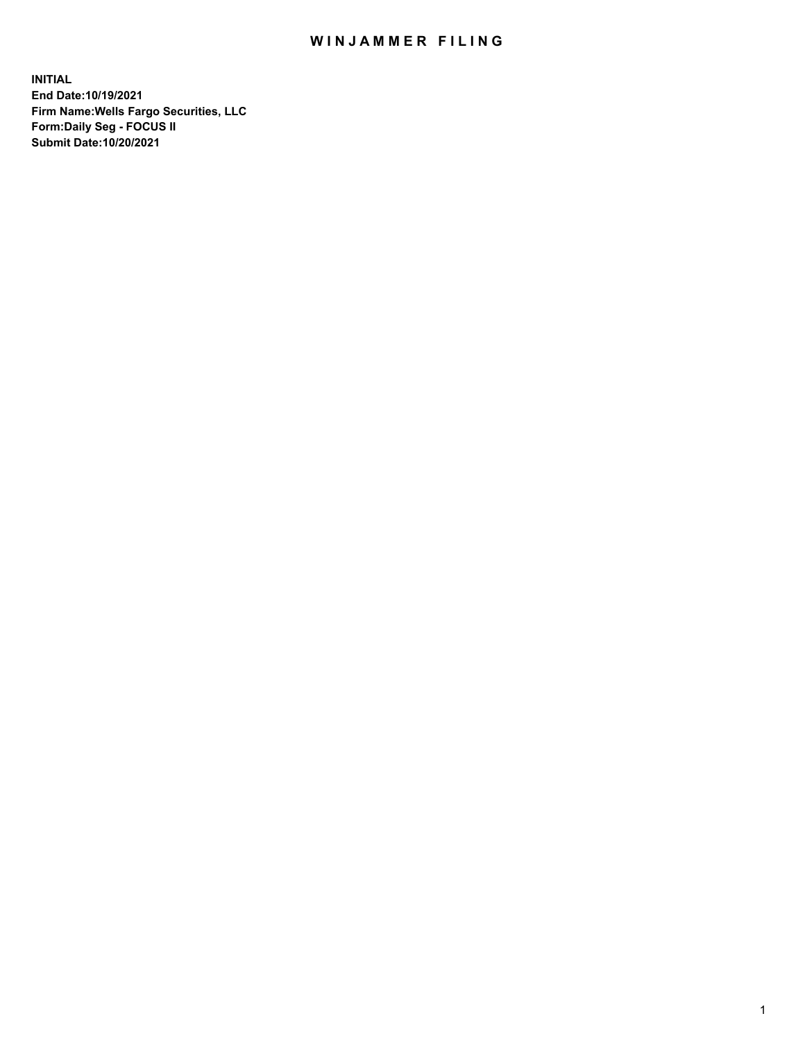# WINJAMMER FILING

**INITIAL**
**End Date:10/19/2021**
**Firm Name:Wells Fargo Securities, LLC**
**Form:Daily Seg - FOCUS II**
**Submit Date:10/20/2021**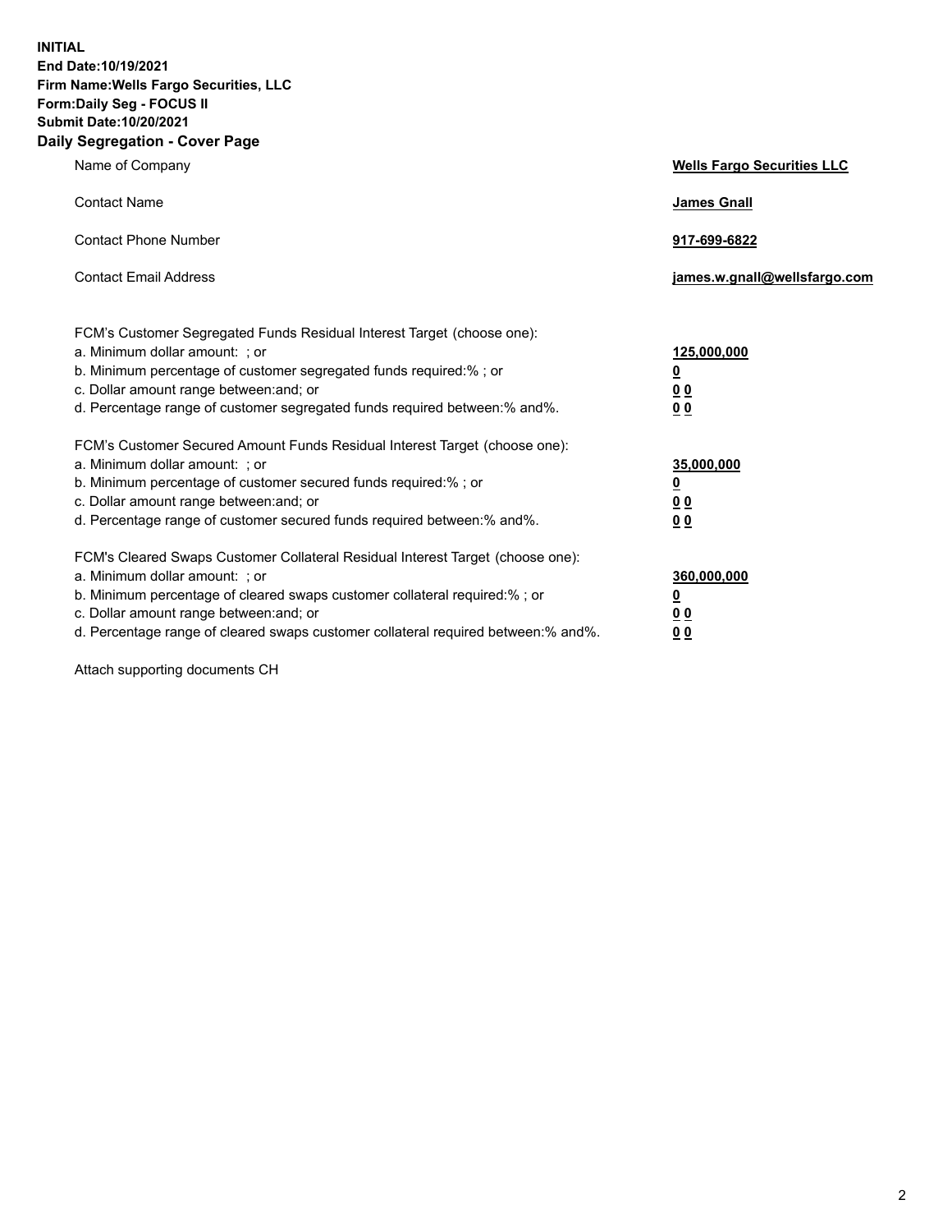**INITIAL**
**End Date:10/19/2021**
**Firm Name:Wells Fargo Securities, LLC**
**Form:Daily Seg - FOCUS II**
**Submit Date:10/20/2021**

## Daily Segregation - Cover Page

| | |
|---|---|
| Name of Company | **Wells Fargo Securities LLC** |
| Contact Name | **James Gnall** |
| Contact Phone Number | **917-699-6822** |
| Contact Email Address | **james.w.gnall@wellsfargo.com** |

| | |
|---|---|
| FCM's Customer Segregated Funds Residual Interest Target (choose one): | |
| a. Minimum dollar amount: ; or | **125,000,000** |
| b. Minimum percentage of customer segregated funds required:% ; or | **0** |
| c. Dollar amount range between:and; or | **0 0** |
| d. Percentage range of customer segregated funds required between:% and%. | **0 0** |
| FCM's Customer Secured Amount Funds Residual Interest Target (choose one): | |
| a. Minimum dollar amount: ; or | **35,000,000** |
| b. Minimum percentage of customer secured funds required:% ; or | **0** |
| c. Dollar amount range between:and; or | **0 0** |
| d. Percentage range of customer secured funds required between:% and%. | **0 0** |
| FCM's Cleared Swaps Customer Collateral Residual Interest Target (choose one): | |
| a. Minimum dollar amount: ; or | **360,000,000** |
| b. Minimum percentage of cleared swaps customer collateral required:% ; or | **0** |
| c. Dollar amount range between:and; or | **0 0** |
| d. Percentage range of cleared swaps customer collateral required between:% and%. | **0 0** |

Attach supporting documents CH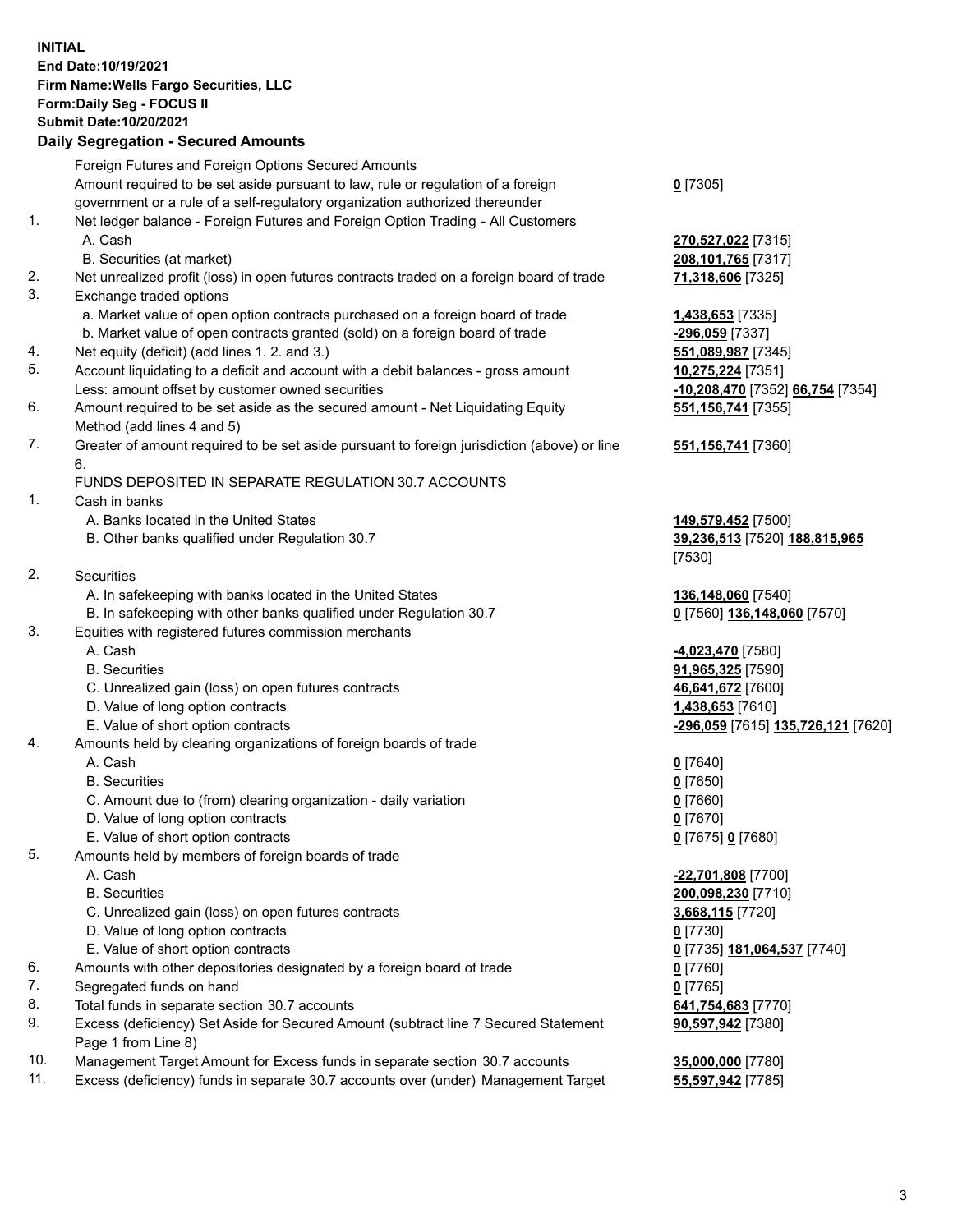**INITIAL**
**End Date:10/19/2021**
**Firm Name:Wells Fargo Securities, LLC**
**Form:Daily Seg - FOCUS II**
**Submit Date:10/20/2021**

## Daily Segregation - Secured Amounts

| | | |
|---|---|---|
| | Foreign Futures and Foreign Options Secured Amounts | |
| | Amount required to be set aside pursuant to law, rule or regulation of a foreign government or a rule of a self-regulatory organization authorized thereunder | **0** [7305] |
| 1. | Net ledger balance - Foreign Futures and Foreign Option Trading - All Customers | |
| | A. Cash | **270,527,022** [7315] |
| | B. Securities (at market) | **208,101,765** [7317] |
| 2. | Net unrealized profit (loss) in open futures contracts traded on a foreign board of trade | **71,318,606** [7325] |
| 3. | Exchange traded options | |
| | a. Market value of open option contracts purchased on a foreign board of trade | **1,438,653** [7335] |
| | b. Market value of open contracts granted (sold) on a foreign board of trade | **-296,059** [7337] |
| 4. | Net equity (deficit) (add lines 1. 2. and 3.) | **551,089,987** [7345] |
| 5. | Account liquidating to a deficit and account with a debit balances - gross amount | **10,275,224** [7351] |
| | Less: amount offset by customer owned securities | **-10,208,470** [7352] **66,754** [7354] |
| 6. | Amount required to be set aside as the secured amount - Net Liquidating Equity Method (add lines 4 and 5) | **551,156,741** [7355] |
| 7. | Greater of amount required to be set aside pursuant to foreign jurisdiction (above) or line 6. | **551,156,741** [7360] |
| | FUNDS DEPOSITED IN SEPARATE REGULATION 30.7 ACCOUNTS | |
| 1. | Cash in banks | |
| | A. Banks located in the United States | **149,579,452** [7500] |
| | B. Other banks qualified under Regulation 30.7 | **39,236,513** [7520] **188,815,965** [7530] |
| 2. | Securities | |
| | A. In safekeeping with banks located in the United States | **136,148,060** [7540] |
| | B. In safekeeping with other banks qualified under Regulation 30.7 | **0** [7560] **136,148,060** [7570] |
| 3. | Equities with registered futures commission merchants | |
| | A. Cash | **-4,023,470** [7580] |
| | B. Securities | **91,965,325** [7590] |
| | C. Unrealized gain (loss) on open futures contracts | **46,641,672** [7600] |
| | D. Value of long option contracts | **1,438,653** [7610] |
| | E. Value of short option contracts | **-296,059** [7615] **135,726,121** [7620] |
| 4. | Amounts held by clearing organizations of foreign boards of trade | |
| | A. Cash | **0** [7640] |
| | B. Securities | **0** [7650] |
| | C. Amount due to (from) clearing organization - daily variation | **0** [7660] |
| | D. Value of long option contracts | **0** [7670] |
| | E. Value of short option contracts | **0** [7675] **0** [7680] |
| 5. | Amounts held by members of foreign boards of trade | |
| | A. Cash | **-22,701,808** [7700] |
| | B. Securities | **200,098,230** [7710] |
| | C. Unrealized gain (loss) on open futures contracts | **3,668,115** [7720] |
| | D. Value of long option contracts | **0** [7730] |
| | E. Value of short option contracts | **0** [7735] **181,064,537** [7740] |
| 6. | Amounts with other depositories designated by a foreign board of trade | **0** [7760] |
| 7. | Segregated funds on hand | **0** [7765] |
| 8. | Total funds in separate section 30.7 accounts | **641,754,683** [7770] |
| 9. | Excess (deficiency) Set Aside for Secured Amount (subtract line 7 Secured Statement Page 1 from Line 8) | **90,597,942** [7380] |
| 10. | Management Target Amount for Excess funds in separate section 30.7 accounts | **35,000,000** [7780] |
| 11. | Excess (deficiency) funds in separate 30.7 accounts over (under) Management Target | **55,597,942** [7785] |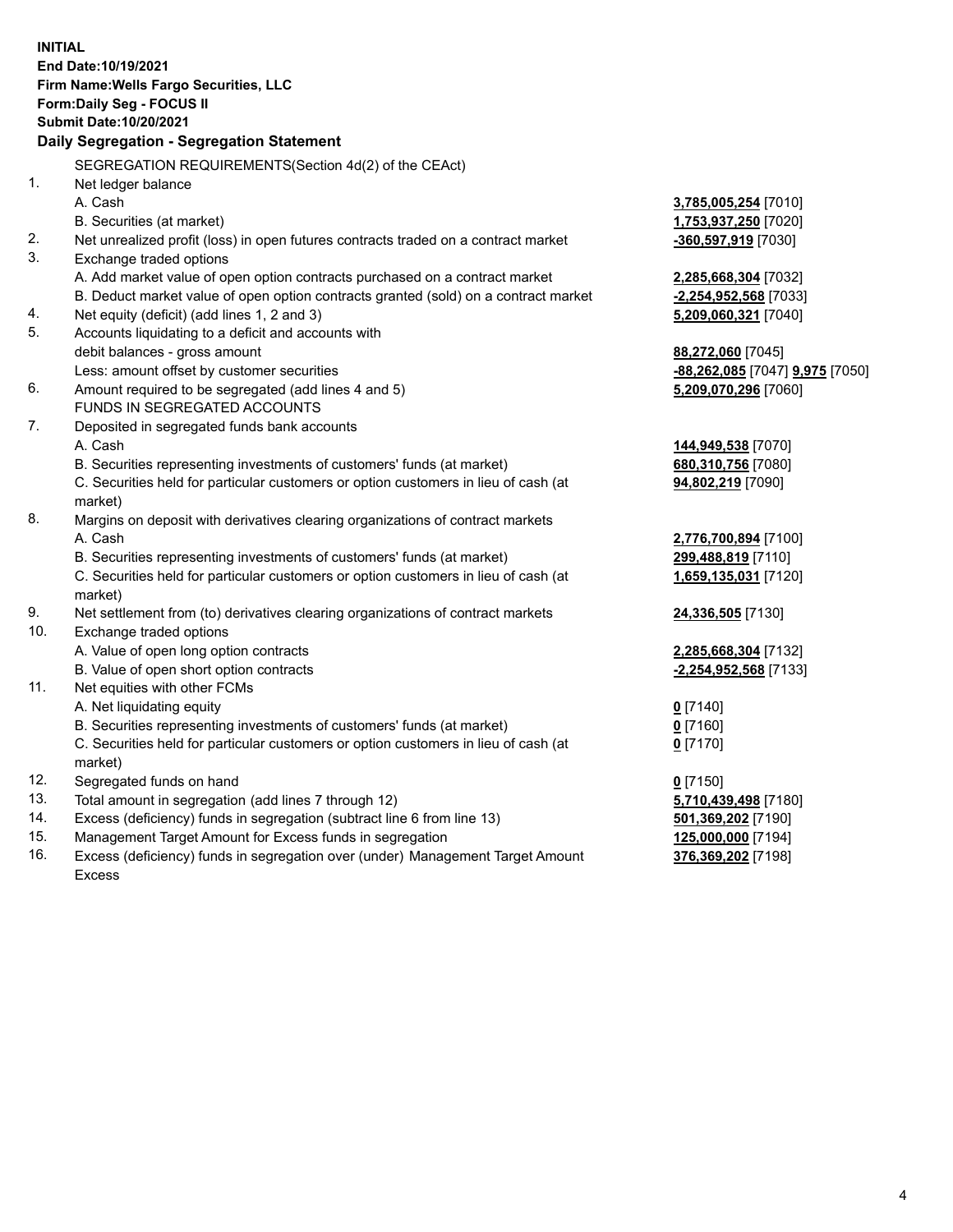**INITIAL**
**End Date:10/19/2021**
**Firm Name:Wells Fargo Securities, LLC**
**Form:Daily Seg - FOCUS II**
**Submit Date:10/20/2021**

## Daily Segregation - Segregation Statement

SEGREGATION REQUIREMENTS(Section 4d(2) of the CEAct)

| | | |
|---|---|---|
| 1. | Net ledger balance | |
| | A. Cash | **3,785,005,254** [7010] |
| | B. Securities (at market) | **1,753,937,250** [7020] |
| 2. | Net unrealized profit (loss) in open futures contracts traded on a contract market | **-360,597,919** [7030] |
| 3. | Exchange traded options | |
| | A. Add market value of open option contracts purchased on a contract market | **2,285,668,304** [7032] |
| | B. Deduct market value of open option contracts granted (sold) on a contract market | **-2,254,952,568** [7033] |
| 4. | Net equity (deficit) (add lines 1, 2 and 3) | **5,209,060,321** [7040] |
| 5. | Accounts liquidating to a deficit and accounts with debit balances - gross amount | **88,272,060** [7045] |
| | Less: amount offset by customer securities | **-88,262,085** [7047] **9,975** [7050] |
| 6. | Amount required to be segregated (add lines 4 and 5) | **5,209,070,296** [7060] |
| | FUNDS IN SEGREGATED ACCOUNTS | |
| 7. | Deposited in segregated funds bank accounts | |
| | A. Cash | **144,949,538** [7070] |
| | B. Securities representing investments of customers' funds (at market) | **680,310,756** [7080] |
| | C. Securities held for particular customers or option customers in lieu of cash (at market) | **94,802,219** [7090] |
| 8. | Margins on deposit with derivatives clearing organizations of contract markets | |
| | A. Cash | **2,776,700,894** [7100] |
| | B. Securities representing investments of customers' funds (at market) | **299,488,819** [7110] |
| | C. Securities held for particular customers or option customers in lieu of cash (at market) | **1,659,135,031** [7120] |
| 9. | Net settlement from (to) derivatives clearing organizations of contract markets | **24,336,505** [7130] |
| 10. | Exchange traded options | |
| | A. Value of open long option contracts | **2,285,668,304** [7132] |
| | B. Value of open short option contracts | **-2,254,952,568** [7133] |
| 11. | Net equities with other FCMs | |
| | A. Net liquidating equity | **0** [7140] |
| | B. Securities representing investments of customers' funds (at market) | **0** [7160] |
| | C. Securities held for particular customers or option customers in lieu of cash (at market) | **0** [7170] |
| 12. | Segregated funds on hand | **0** [7150] |
| 13. | Total amount in segregation (add lines 7 through 12) | **5,710,439,498** [7180] |
| 14. | Excess (deficiency) funds in segregation (subtract line 6 from line 13) | **501,369,202** [7190] |
| 15. | Management Target Amount for Excess funds in segregation | **125,000,000** [7194] |
| 16. | Excess (deficiency) funds in segregation over (under) Management Target Amount Excess | **376,369,202** [7198] |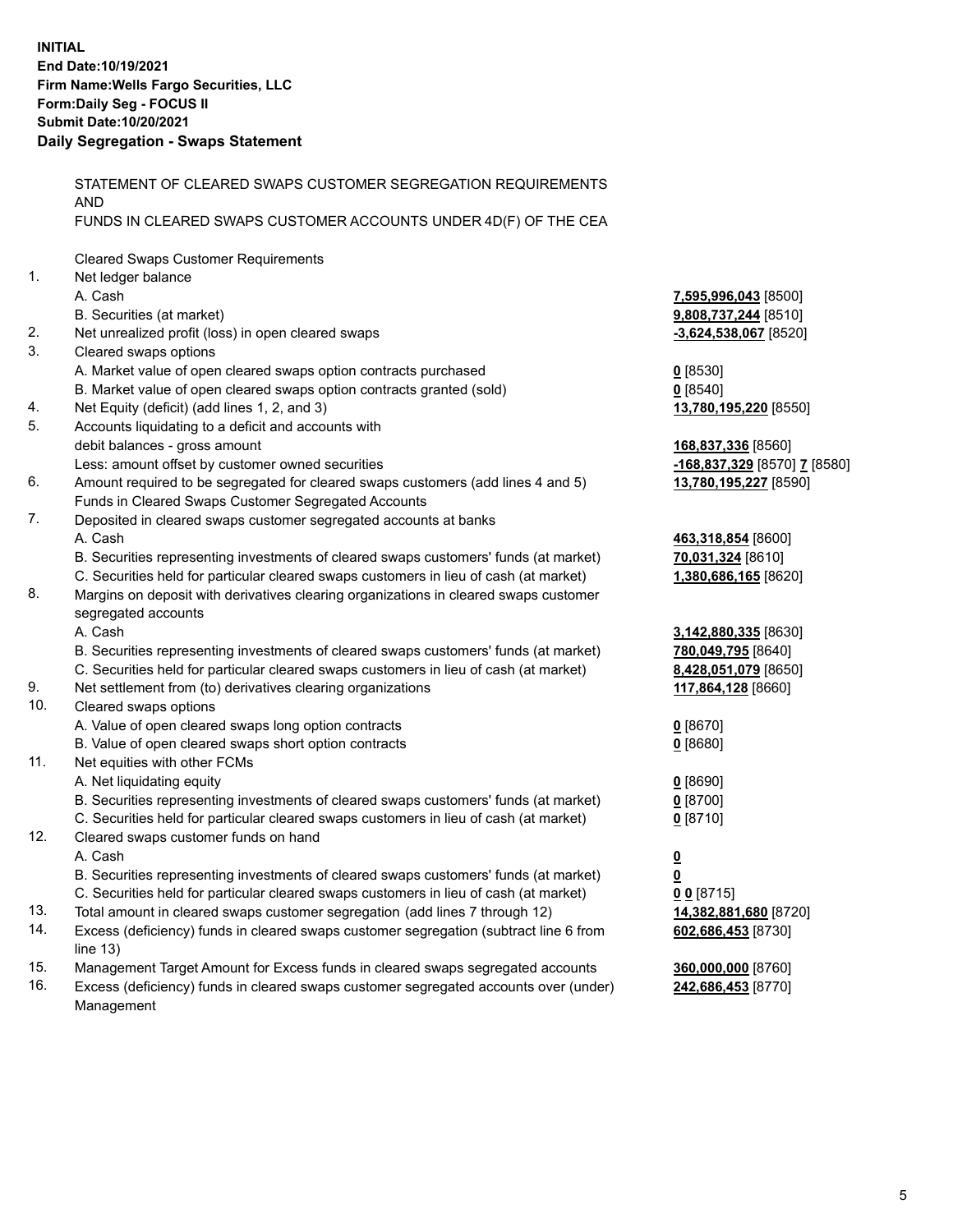**INITIAL**
**End Date:10/19/2021**
**Firm Name:Wells Fargo Securities, LLC**
**Form:Daily Seg - FOCUS II**
**Submit Date:10/20/2021**
**Daily Segregation - Swaps Statement**

STATEMENT OF CLEARED SWAPS CUSTOMER SEGREGATION REQUIREMENTS AND
FUNDS IN CLEARED SWAPS CUSTOMER ACCOUNTS UNDER 4D(F) OF THE CEA

| | | |
|---|---|---|
| | Cleared Swaps Customer Requirements | |
| 1. | Net ledger balance | |
| | A. Cash | **7,595,996,043** [8500] |
| | B. Securities (at market) | **9,808,737,244** [8510] |
| 2. | Net unrealized profit (loss) in open cleared swaps | **-3,624,538,067** [8520] |
| 3. | Cleared swaps options | |
| | A. Market value of open cleared swaps option contracts purchased | **0** [8530] |
| | B. Market value of open cleared swaps option contracts granted (sold) | **0** [8540] |
| 4. | Net Equity (deficit) (add lines 1, 2, and 3) | **13,780,195,220** [8550] |
| 5. | Accounts liquidating to a deficit and accounts with | |
| | debit balances - gross amount | **168,837,336** [8560] |
| | Less: amount offset by customer owned securities | **-168,837,329** [8570] **7** [8580] |
| 6. | Amount required to be segregated for cleared swaps customers (add lines 4 and 5) | **13,780,195,227** [8590] |
| | Funds in Cleared Swaps Customer Segregated Accounts | |
| 7. | Deposited in cleared swaps customer segregated accounts at banks | |
| | A. Cash | **463,318,854** [8600] |
| | B. Securities representing investments of cleared swaps customers' funds (at market) | **70,031,324** [8610] |
| | C. Securities held for particular cleared swaps customers in lieu of cash (at market) | **1,380,686,165** [8620] |
| 8. | Margins on deposit with derivatives clearing organizations in cleared swaps customer segregated accounts | |
| | A. Cash | **3,142,880,335** [8630] |
| | B. Securities representing investments of cleared swaps customers' funds (at market) | **780,049,795** [8640] |
| | C. Securities held for particular cleared swaps customers in lieu of cash (at market) | **8,428,051,079** [8650] |
| 9. | Net settlement from (to) derivatives clearing organizations | **117,864,128** [8660] |
| 10. | Cleared swaps options | |
| | A. Value of open cleared swaps long option contracts | **0** [8670] |
| | B. Value of open cleared swaps short option contracts | **0** [8680] |
| 11. | Net equities with other FCMs | |
| | A. Net liquidating equity | **0** [8690] |
| | B. Securities representing investments of cleared swaps customers' funds (at market) | **0** [8700] |
| | C. Securities held for particular cleared swaps customers in lieu of cash (at market) | **0** [8710] |
| 12. | Cleared swaps customer funds on hand | |
| | A. Cash | **0** |
| | B. Securities representing investments of cleared swaps customers' funds (at market) | **0** |
| | C. Securities held for particular cleared swaps customers in lieu of cash (at market) | **0** **0** [8715] |
| 13. | Total amount in cleared swaps customer segregation (add lines 7 through 12) | **14,382,881,680** [8720] |
| 14. | Excess (deficiency) funds in cleared swaps customer segregation (subtract line 6 from line 13) | **602,686,453** [8730] |
| 15. | Management Target Amount for Excess funds in cleared swaps segregated accounts | **360,000,000** [8760] |
| 16. | Excess (deficiency) funds in cleared swaps customer segregated accounts over (under) Management | **242,686,453** [8770] |